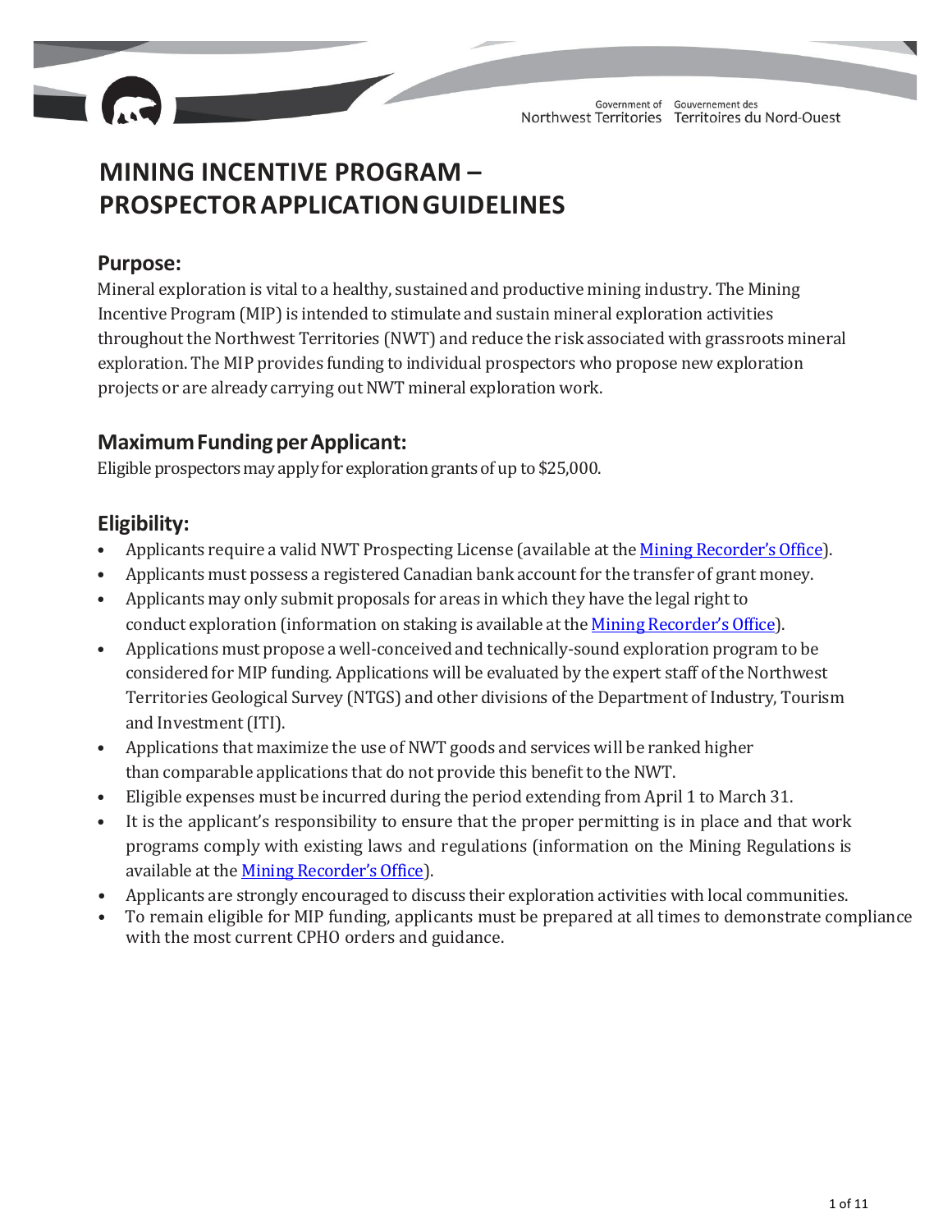# MINING INCENTIVE PROGRAM – PROSPECTOR APPLICATION GUIDELINES

## Purpose:

Mineral exploration is vital to a healthy, sustained and productive mining industry. The Mining Incentive Program (MIP) is intended to stimulate and sustain mineral exploration activities throughout the Northwest Territories (NWT) and reduce the risk associated with grassroots mineral exploration. The MIP provides funding to individual prospectors who propose new exploration projects or are already carrying out NWT mineral exploration work.

## Maximum Funding per Applicant:

Eligible prospectors may apply for exploration grants of up to $25,000.

## Eligibility:

- Applicants require a valid NWT Prospecting License (available at the Mining Recorder's Office).
- Applicants must possess a registered Canadian bank account for the transfer of grant money.
- Applicants may only submit proposals for areas in which they have the legal right to conduct exploration (information on staking is available at the Mining Recorder's Office).
- Applications must propose a well-conceived and technically-sound exploration program to be considered for MIP funding. Applications will be evaluated by the expert staff of the Northwest Territories Geological Survey (NTGS) and other divisions of the Department of Industry, Tourism and Investment (ITI).
- Applications that maximize the use of NWT goods and services will be ranked higher than comparable applications that do not provide this benefit to the NWT.
- Eligible expenses must be incurred during the period extending from April 1 to March 31.
- It is the applicant's responsibility to ensure that the proper permitting is in place and that work programs comply with existing laws and regulations (information on the Mining Regulations is available at the Mining Recorder's Office).
- Applicants are strongly encouraged to discuss their exploration activities with local communities.
- To remain eligible for MIP funding, applicants must be prepared at all times to demonstrate compliance with the most current CPHO orders and guidance.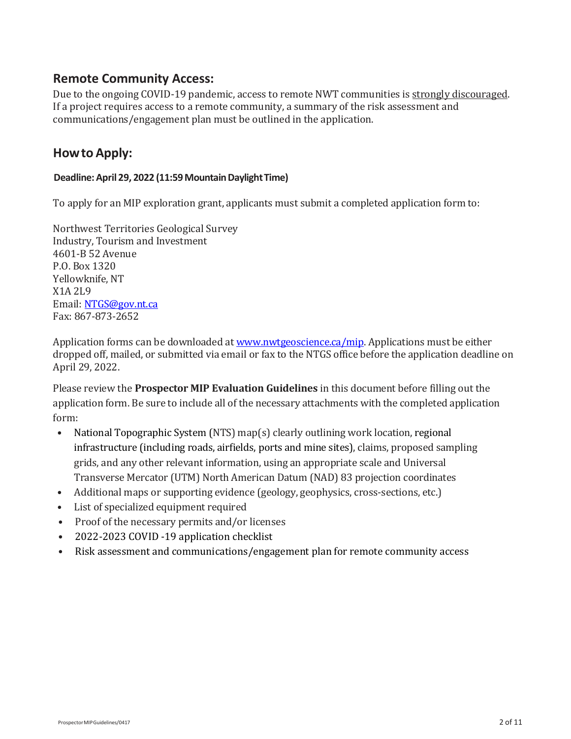## Remote Community Access:

Due to the ongoing COVID-19 pandemic, access to remote NWT communities is strongly discouraged. If a project requires access to a remote community, a summary of the risk assessment and communications/engagement plan must be outlined in the application.

## How to Apply:

**Deadline: April 29, 2022 (11:59 Mountain Daylight Time)**

To apply for an MIP exploration grant, applicants must submit a completed application form to:

Northwest Territories Geological Survey
Industry, Tourism and Investment
4601-B 52 Avenue
P.O. Box 1320
Yellowknife, NT
X1A 2L9
Email: NTGS@gov.nt.ca
Fax: 867-873-2652

Application forms can be downloaded at www.nwtgeoscience.ca/mip. Applications must be either dropped off, mailed, or submitted via email or fax to the NTGS office before the application deadline on April 29, 2022.

Please review the **Prospector MIP Evaluation Guidelines** in this document before filling out the application form. Be sure to include all of the necessary attachments with the completed application form:

- National Topographic System (NTS) map(s) clearly outlining work location, regional infrastructure (including roads, airfields, ports and mine sites), claims, proposed sampling grids, and any other relevant information, using an appropriate scale and Universal Transverse Mercator (UTM) North American Datum (NAD) 83 projection coordinates
- Additional maps or supporting evidence (geology, geophysics, cross-sections, etc.)
- List of specialized equipment required
- Proof of the necessary permits and/or licenses
- 2022-2023 COVID -19 application checklist
- Risk assessment and communications/engagement plan for remote community access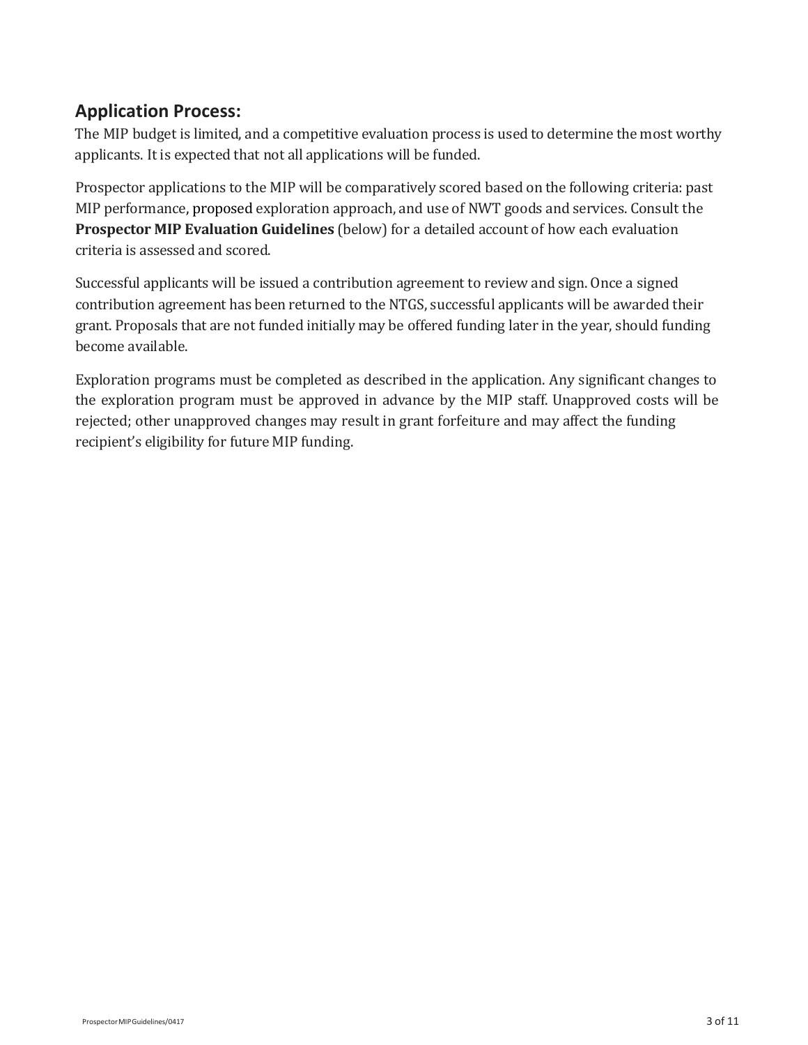## Application Process:

The MIP budget is limited, and a competitive evaluation process is used to determine the most worthy applicants. It is expected that not all applications will be funded.

Prospector applications to the MIP will be comparatively scored based on the following criteria: past MIP performance, proposed exploration approach, and use of NWT goods and services. Consult the **Prospector MIP Evaluation Guidelines** (below) for a detailed account of how each evaluation criteria is assessed and scored.

Successful applicants will be issued a contribution agreement to review and sign. Once a signed contribution agreement has been returned to the NTGS, successful applicants will be awarded their grant. Proposals that are not funded initially may be offered funding later in the year, should funding become available.

Exploration programs must be completed as described in the application. Any significant changes to the exploration program must be approved in advance by the MIP staff. Unapproved costs will be rejected; other unapproved changes may result in grant forfeiture and may affect the funding recipient's eligibility for future MIP funding.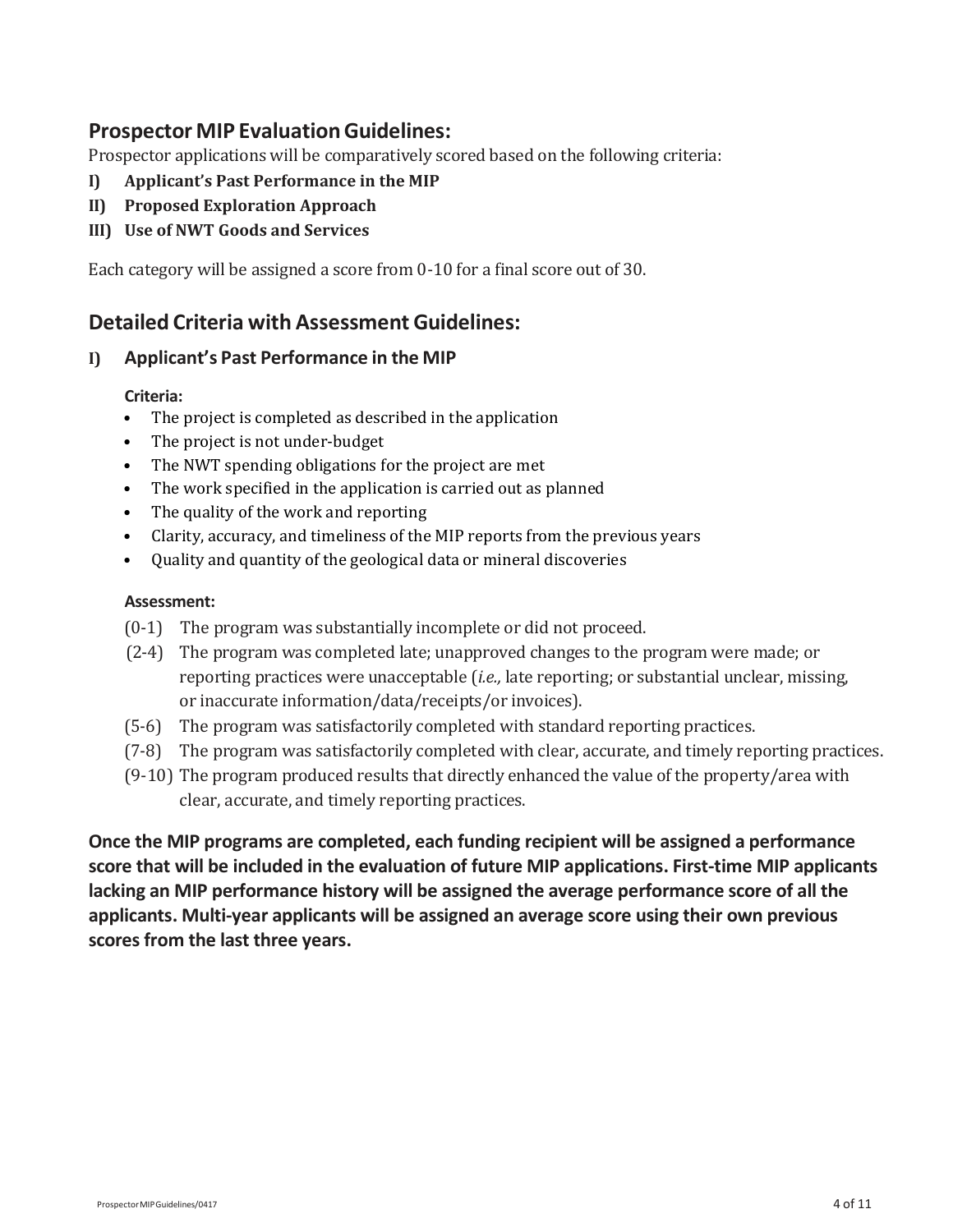## Prospector MIP Evaluation Guidelines:

Prospector applications will be comparatively scored based on the following criteria:

**I) Applicant's Past Performance in the MIP**

**II) Proposed Exploration Approach**

**III) Use of NWT Goods and Services**

Each category will be assigned a score from 0-10 for a final score out of 30.

## Detailed Criteria with Assessment Guidelines:

### I) Applicant's Past Performance in the MIP

**Criteria:**

- The project is completed as described in the application
- The project is not under-budget
- The NWT spending obligations for the project are met
- The work specified in the application is carried out as planned
- The quality of the work and reporting
- Clarity, accuracy, and timeliness of the MIP reports from the previous years
- Quality and quantity of the geological data or mineral discoveries

**Assessment:**

(0-1) The program was substantially incomplete or did not proceed.

(2-4) The program was completed late; unapproved changes to the program were made; or reporting practices were unacceptable (*i.e.,* late reporting; or substantial unclear, missing, or inaccurate information/data/receipts/or invoices).

(5-6) The program was satisfactorily completed with standard reporting practices.

(7-8) The program was satisfactorily completed with clear, accurate, and timely reporting practices.

(9-10) The program produced results that directly enhanced the value of the property/area with clear, accurate, and timely reporting practices.

**Once the MIP programs are completed, each funding recipient will be assigned a performance score that will be included in the evaluation of future MIP applications. First-time MIP applicants lacking an MIP performance history will be assigned the average performance score of all the applicants. Multi-year applicants will be assigned an average score using their own previous scores from the last three years.**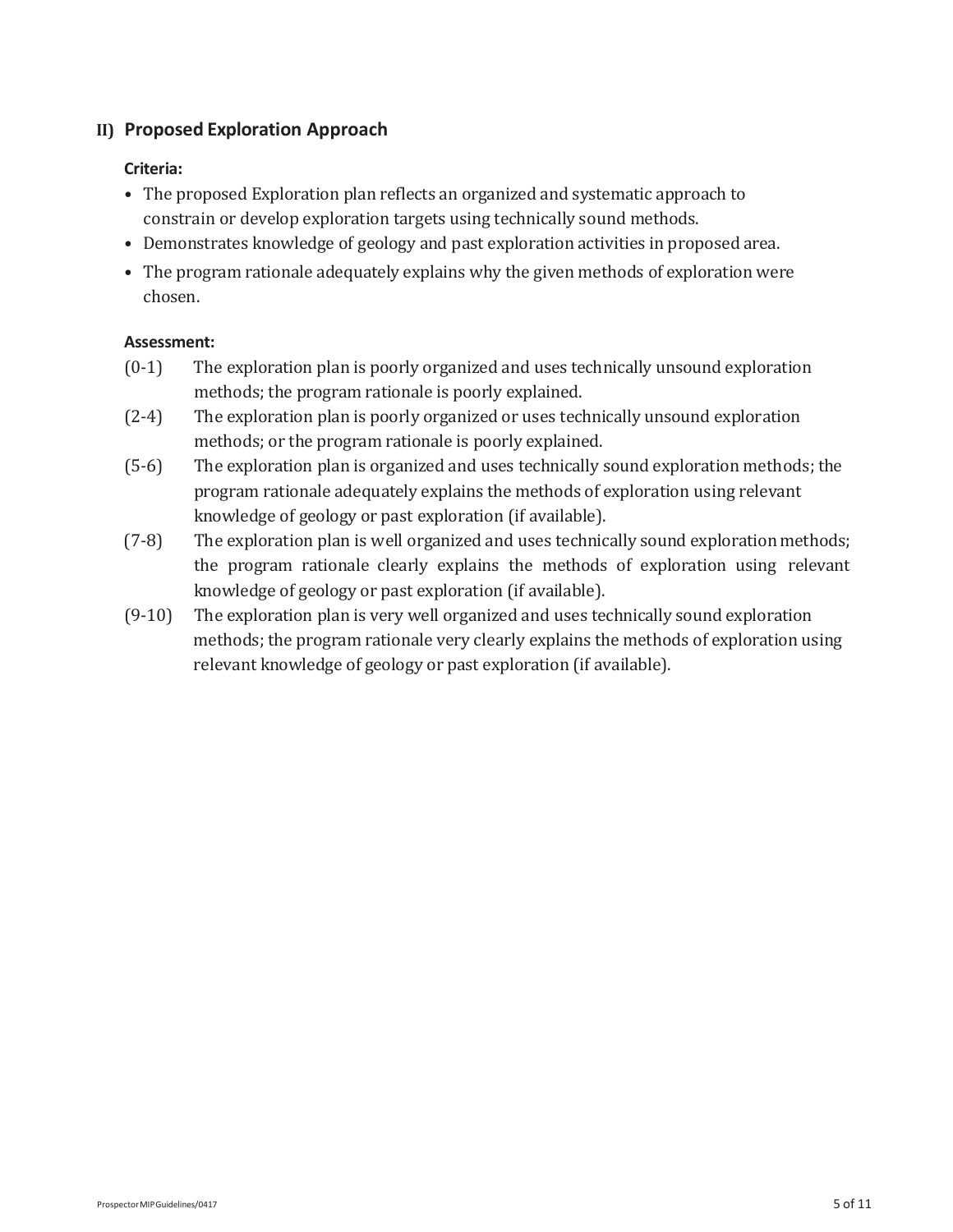## II) Proposed Exploration Approach

**Criteria:**

- The proposed Exploration plan reflects an organized and systematic approach to constrain or develop exploration targets using technically sound methods.
- Demonstrates knowledge of geology and past exploration activities in proposed area.
- The program rationale adequately explains why the given methods of exploration were chosen.

**Assessment:**

(0-1) The exploration plan is poorly organized and uses technically unsound exploration methods; the program rationale is poorly explained.

(2-4) The exploration plan is poorly organized or uses technically unsound exploration methods; or the program rationale is poorly explained.

(5-6) The exploration plan is organized and uses technically sound exploration methods; the program rationale adequately explains the methods of exploration using relevant knowledge of geology or past exploration (if available).

(7-8) The exploration plan is well organized and uses technically sound exploration methods; the program rationale clearly explains the methods of exploration using relevant knowledge of geology or past exploration (if available).

(9-10) The exploration plan is very well organized and uses technically sound exploration methods; the program rationale very clearly explains the methods of exploration using relevant knowledge of geology or past exploration (if available).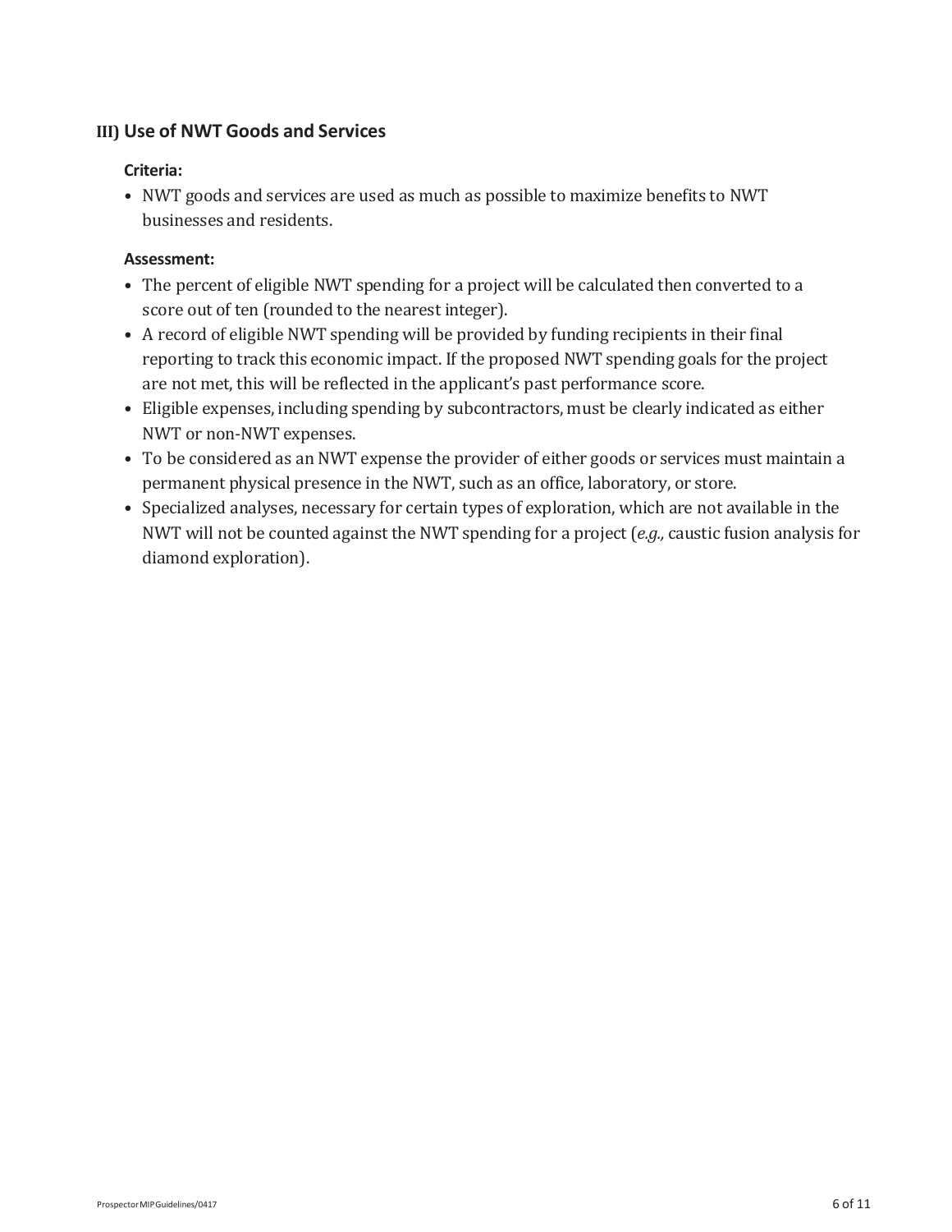### III) Use of NWT Goods and Services

**Criteria:**

- NWT goods and services are used as much as possible to maximize benefits to NWT businesses and residents.

**Assessment:**

- The percent of eligible NWT spending for a project will be calculated then converted to a score out of ten (rounded to the nearest integer).
- A record of eligible NWT spending will be provided by funding recipients in their final reporting to track this economic impact. If the proposed NWT spending goals for the project are not met, this will be reflected in the applicant's past performance score.
- Eligible expenses, including spending by subcontractors, must be clearly indicated as either NWT or non-NWT expenses.
- To be considered as an NWT expense the provider of either goods or services must maintain a permanent physical presence in the NWT, such as an office, laboratory, or store.
- Specialized analyses, necessary for certain types of exploration, which are not available in the NWT will not be counted against the NWT spending for a project (*e.g.,* caustic fusion analysis for diamond exploration).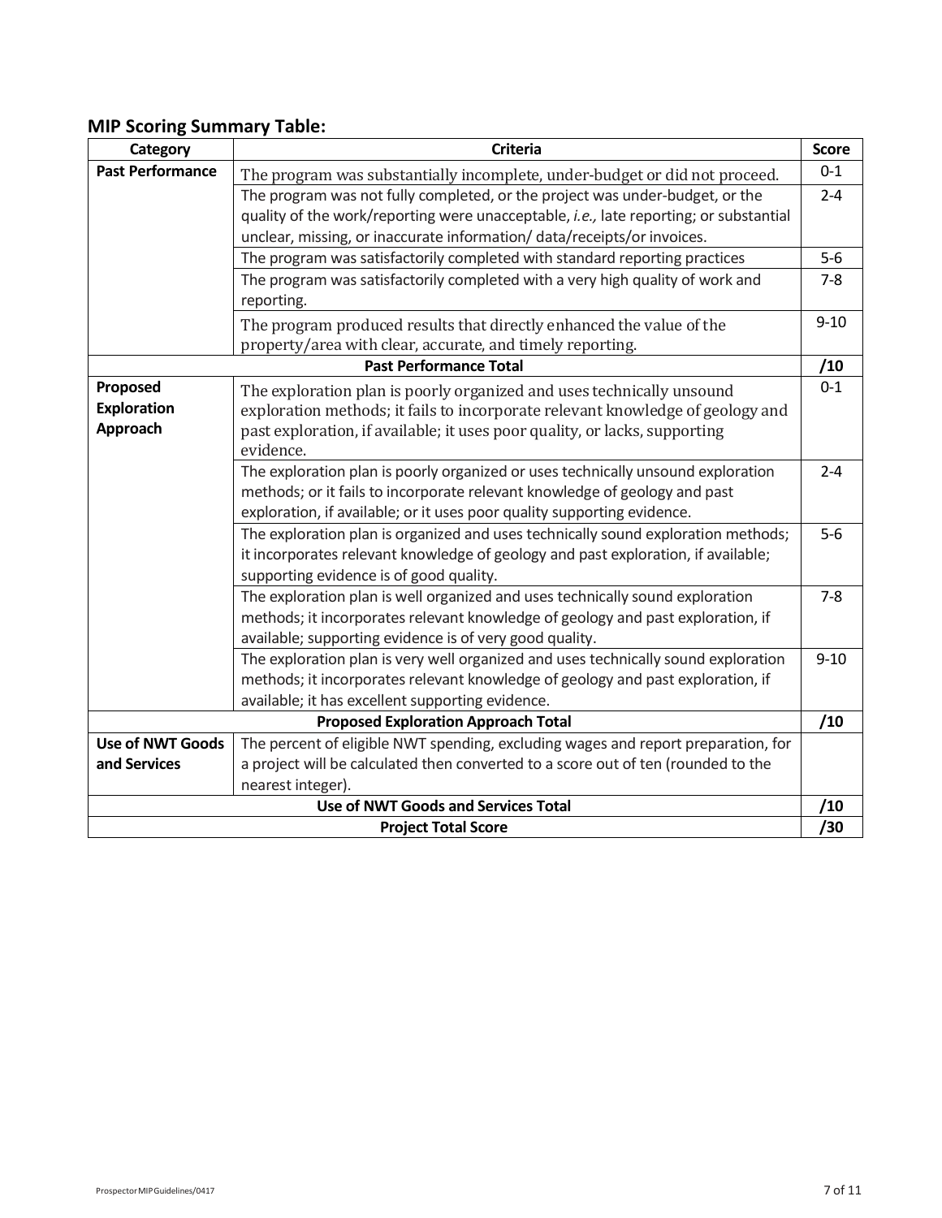## MIP Scoring Summary Table:

| Category | Criteria | Score |
| --- | --- | --- |
| **Past Performance** | The program was substantially incomplete, under-budget or did not proceed. | 0-1 |
| | The program was not fully completed, or the project was under-budget, or the quality of the work/reporting were unacceptable, *i.e.,* late reporting; or substantial unclear, missing, or inaccurate information/ data/receipts/or invoices. | 2-4 |
| | The program was satisfactorily completed with standard reporting practices | 5-6 |
| | The program was satisfactorily completed with a very high quality of work and reporting. | 7-8 |
| | The program produced results that directly enhanced the value of the property/area with clear, accurate, and timely reporting. | 9-10 |
| **Past Performance Total** | | **/10** |
| **Proposed Exploration Approach** | The exploration plan is poorly organized and uses technically unsound exploration methods; it fails to incorporate relevant knowledge of geology and past exploration, if available; it uses poor quality, or lacks, supporting evidence. | 0-1 |
| | The exploration plan is poorly organized or uses technically unsound exploration methods; or it fails to incorporate relevant knowledge of geology and past exploration, if available; or it uses poor quality supporting evidence. | 2-4 |
| | The exploration plan is organized and uses technically sound exploration methods; it incorporates relevant knowledge of geology and past exploration, if available; supporting evidence is of good quality. | 5-6 |
| | The exploration plan is well organized and uses technically sound exploration methods; it incorporates relevant knowledge of geology and past exploration, if available; supporting evidence is of very good quality. | 7-8 |
| | The exploration plan is very well organized and uses technically sound exploration methods; it incorporates relevant knowledge of geology and past exploration, if available; it has excellent supporting evidence. | 9-10 |
| **Proposed Exploration Approach Total** | | **/10** |
| **Use of NWT Goods and Services** | The percent of eligible NWT spending, excluding wages and report preparation, for a project will be calculated then converted to a score out of ten (rounded to the nearest integer). | |
| **Use of NWT Goods and Services Total** | | **/10** |
| **Project Total Score** | | **/30** |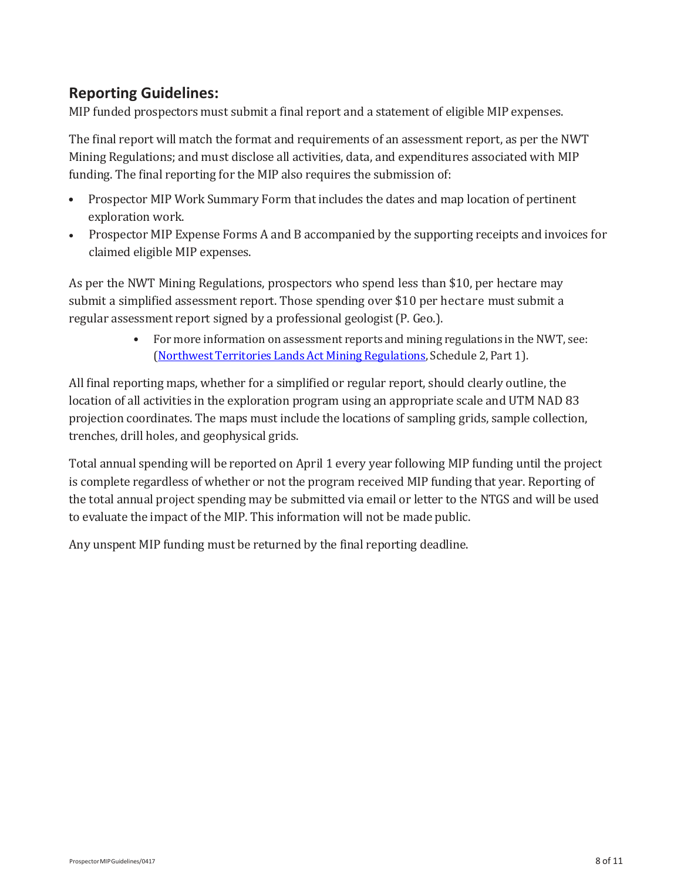## Reporting Guidelines:

MIP funded prospectors must submit a final report and a statement of eligible MIP expenses.

The final report will match the format and requirements of an assessment report, as per the NWT Mining Regulations; and must disclose all activities, data, and expenditures associated with MIP funding. The final reporting for the MIP also requires the submission of:

- Prospector MIP Work Summary Form that includes the dates and map location of pertinent exploration work.
- Prospector MIP Expense Forms A and B accompanied by the supporting receipts and invoices for claimed eligible MIP expenses.

As per the NWT Mining Regulations, prospectors who spend less than $10, per hectare may submit a simplified assessment report. Those spending over $10 per hectare must submit a regular assessment report signed by a professional geologist (P. Geo.).

- For more information on assessment reports and mining regulations in the NWT, see: (Northwest Territories Lands Act Mining Regulations, Schedule 2, Part 1).

All final reporting maps, whether for a simplified or regular report, should clearly outline, the location of all activities in the exploration program using an appropriate scale and UTM NAD 83 projection coordinates. The maps must include the locations of sampling grids, sample collection, trenches, drill holes, and geophysical grids.

Total annual spending will be reported on April 1 every year following MIP funding until the project is complete regardless of whether or not the program received MIP funding that year. Reporting of the total annual project spending may be submitted via email or letter to the NTGS and will be used to evaluate the impact of the MIP. This information will not be made public.

Any unspent MIP funding must be returned by the final reporting deadline.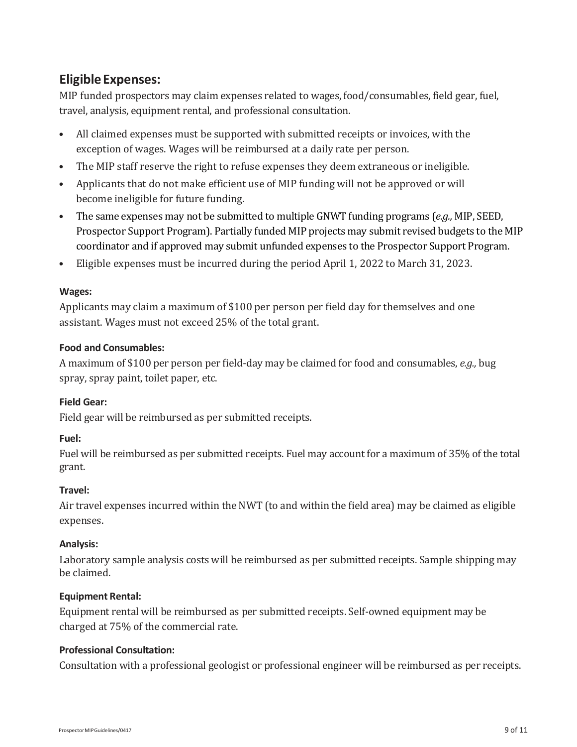## Eligible Expenses:

MIP funded prospectors may claim expenses related to wages, food/consumables, field gear, fuel, travel, analysis, equipment rental, and professional consultation.

- All claimed expenses must be supported with submitted receipts or invoices, with the exception of wages. Wages will be reimbursed at a daily rate per person.
- The MIP staff reserve the right to refuse expenses they deem extraneous or ineligible.
- Applicants that do not make efficient use of MIP funding will not be approved or will become ineligible for future funding.
- The same expenses may not be submitted to multiple GNWT funding programs (*e.g.,* MIP, SEED, Prospector Support Program). Partially funded MIP projects may submit revised budgets to the MIP coordinator and if approved may submit unfunded expenses to the Prospector Support Program.
- Eligible expenses must be incurred during the period April 1, 2022 to March 31, 2023.

### Wages:

Applicants may claim a maximum of $100 per person per field day for themselves and one assistant. Wages must not exceed 25% of the total grant.

### Food and Consumables:

A maximum of $100 per person per field-day may be claimed for food and consumables, *e.g.,* bug spray, spray paint, toilet paper, etc.

### Field Gear:

Field gear will be reimbursed as per submitted receipts.

### Fuel:

Fuel will be reimbursed as per submitted receipts. Fuel may account for a maximum of 35% of the total grant.

### Travel:

Air travel expenses incurred within the NWT (to and within the field area) may be claimed as eligible expenses.

### Analysis:

Laboratory sample analysis costs will be reimbursed as per submitted receipts. Sample shipping may be claimed.

### Equipment Rental:

Equipment rental will be reimbursed as per submitted receipts. Self-owned equipment may be charged at 75% of the commercial rate.

### Professional Consultation:

Consultation with a professional geologist or professional engineer will be reimbursed as per receipts.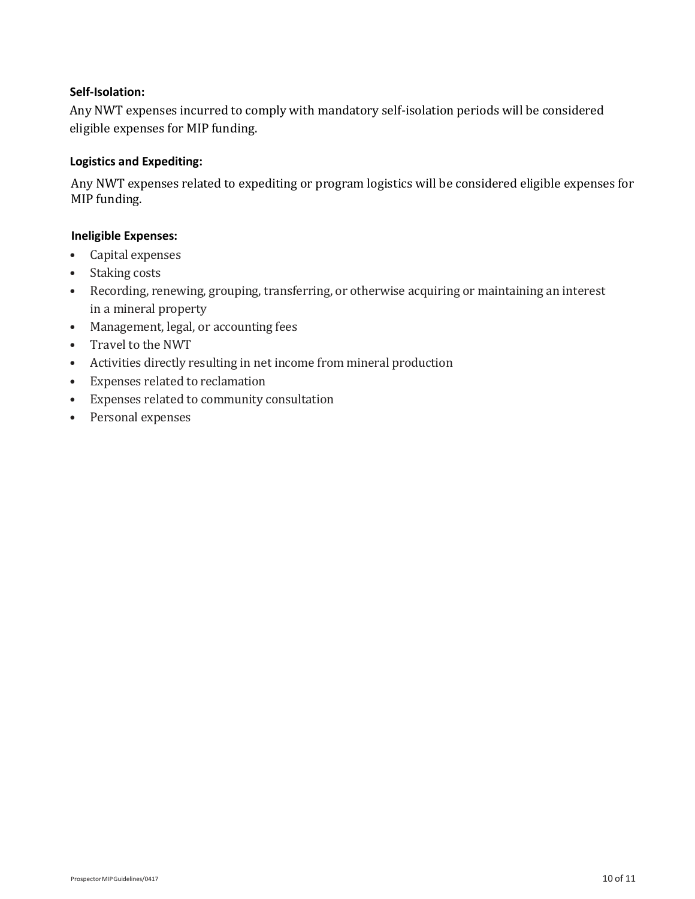**Self-Isolation:**

Any NWT expenses incurred to comply with mandatory self-isolation periods will be considered eligible expenses for MIP funding.

**Logistics and Expediting:**

Any NWT expenses related to expediting or program logistics will be considered eligible expenses for MIP funding.

**Ineligible Expenses:**

- Capital expenses
- Staking costs
- Recording, renewing, grouping, transferring, or otherwise acquiring or maintaining an interest in a mineral property
- Management, legal, or accounting fees
- Travel to the NWT
- Activities directly resulting in net income from mineral production
- Expenses related to reclamation
- Expenses related to community consultation
- Personal expenses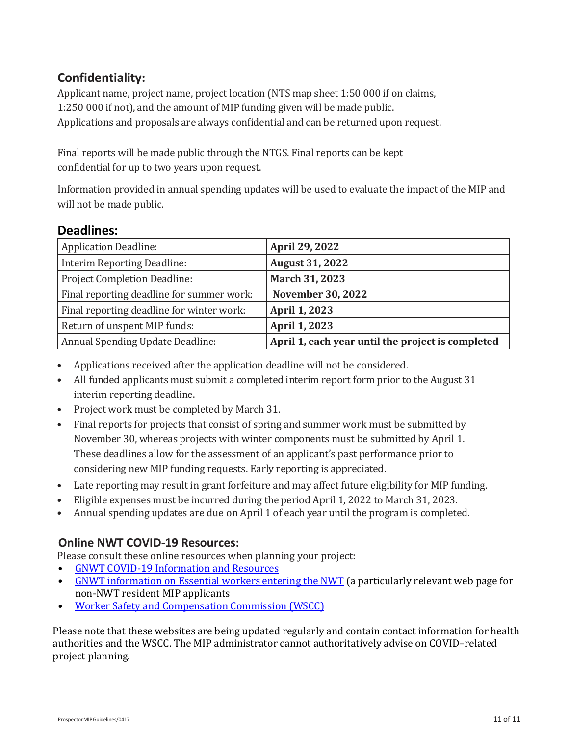## Confidentiality:

Applicant name, project name, project location (NTS map sheet 1:50 000 if on claims, 1:250 000 if not), and the amount of MIP funding given will be made public. Applications and proposals are always confidential and can be returned upon request.

Final reports will be made public through the NTGS. Final reports can be kept confidential for up to two years upon request.

Information provided in annual spending updates will be used to evaluate the impact of the MIP and will not be made public.

## Deadlines:

| | |
|---|---|
| Application Deadline: | **April 29, 2022** |
| Interim Reporting Deadline: | **August 31, 2022** |
| Project Completion Deadline: | **March 31, 2023** |
| Final reporting deadline for summer work: | **November 30, 2022** |
| Final reporting deadline for winter work: | **April 1, 2023** |
| Return of unspent MIP funds: | **April 1, 2023** |
| Annual Spending Update Deadline: | **April 1, each year until the project is completed** |

- Applications received after the application deadline will not be considered.
- All funded applicants must submit a completed interim report form prior to the August 31 interim reporting deadline.
- Project work must be completed by March 31.
- Final reports for projects that consist of spring and summer work must be submitted by November 30, whereas projects with winter components must be submitted by April 1. These deadlines allow for the assessment of an applicant's past performance prior to considering new MIP funding requests. Early reporting is appreciated.
- Late reporting may result in grant forfeiture and may affect future eligibility for MIP funding.
- Eligible expenses must be incurred during the period April 1, 2022 to March 31, 2023.
- Annual spending updates are due on April 1 of each year until the program is completed.

## Online NWT COVID-19 Resources:

Please consult these online resources when planning your project:

- GNWT COVID-19 Information and Resources
- GNWT information on Essential workers entering the NWT (a particularly relevant web page for non-NWT resident MIP applicants
- Worker Safety and Compensation Commission (WSCC)

Please note that these websites are being updated regularly and contain contact information for health authorities and the WSCC. The MIP administrator cannot authoritatively advise on COVID–related project planning.